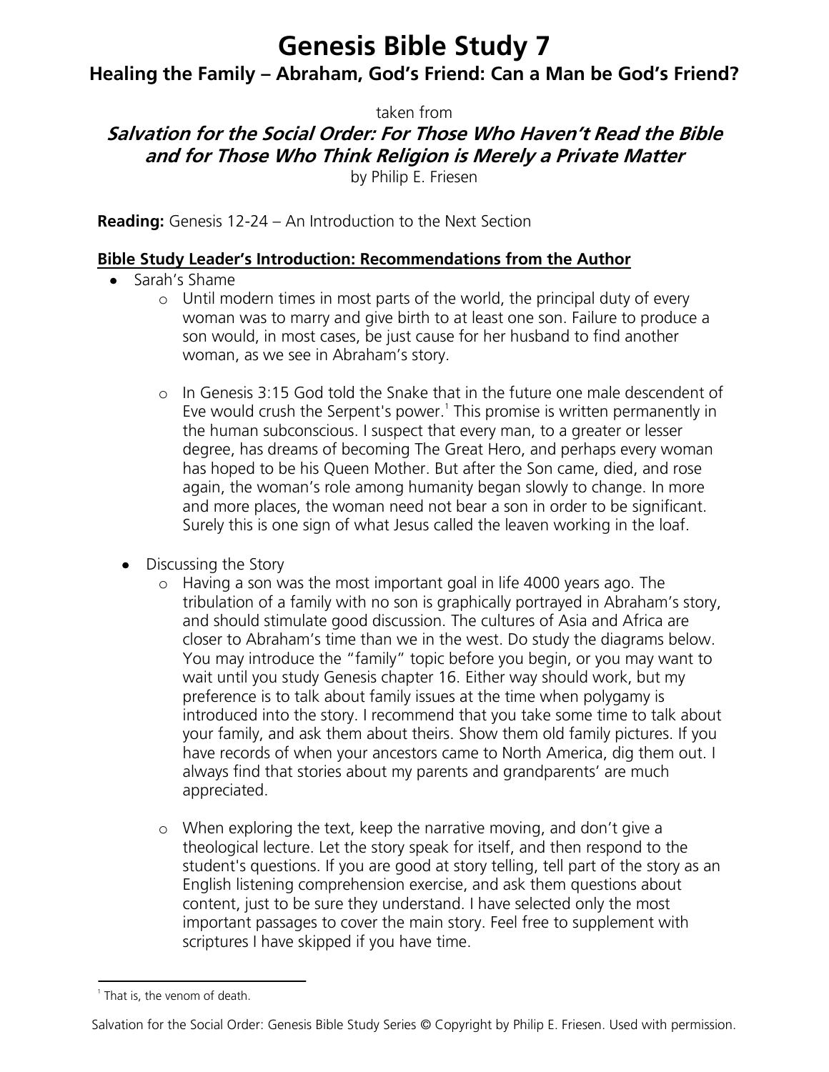# Genesis Bible Study 7

## Healing the Family – Abraham, God's Friend: Can a Man be God's Friend?

taken from

***Salvation for the Social Order: For Those Who Haven't Read the Bible and for Those Who Think Religion is Merely a Private Matter***

by Philip E. Friesen

**Reading:** Genesis 12-24 – An Introduction to the Next Section

### Bible Study Leader's Introduction: Recommendations from the Author

- Sarah's Shame
    - Until modern times in most parts of the world, the principal duty of every woman was to marry and give birth to at least one son. Failure to produce a son would, in most cases, be just cause for her husband to find another woman, as we see in Abraham's story.
    - In Genesis 3:15 God told the Snake that in the future one male descendent of Eve would crush the Serpent's power.[1] This promise is written permanently in the human subconscious. I suspect that every man, to a greater or lesser degree, has dreams of becoming The Great Hero, and perhaps every woman has hoped to be his Queen Mother. But after the Son came, died, and rose again, the woman's role among humanity began slowly to change. In more and more places, the woman need not bear a son in order to be significant. Surely this is one sign of what Jesus called the leaven working in the loaf.
- Discussing the Story
    - Having a son was the most important goal in life 4000 years ago. The tribulation of a family with no son is graphically portrayed in Abraham's story, and should stimulate good discussion. The cultures of Asia and Africa are closer to Abraham's time than we in the west. Do study the diagrams below. You may introduce the "family" topic before you begin, or you may want to wait until you study Genesis chapter 16. Either way should work, but my preference is to talk about family issues at the time when polygamy is introduced into the story. I recommend that you take some time to talk about your family, and ask them about theirs. Show them old family pictures. If you have records of when your ancestors came to North America, dig them out. I always find that stories about my parents and grandparents' are much appreciated.
    - When exploring the text, keep the narrative moving, and don't give a theological lecture. Let the story speak for itself, and then respond to the student's questions. If you are good at story telling, tell part of the story as an English listening comprehension exercise, and ask them questions about content, just to be sure they understand. I have selected only the most important passages to cover the main story. Feel free to supplement with scriptures I have skipped if you have time.

[1] That is, the venom of death.

Salvation for the Social Order: Genesis Bible Study Series © Copyright by Philip E. Friesen. Used with permission.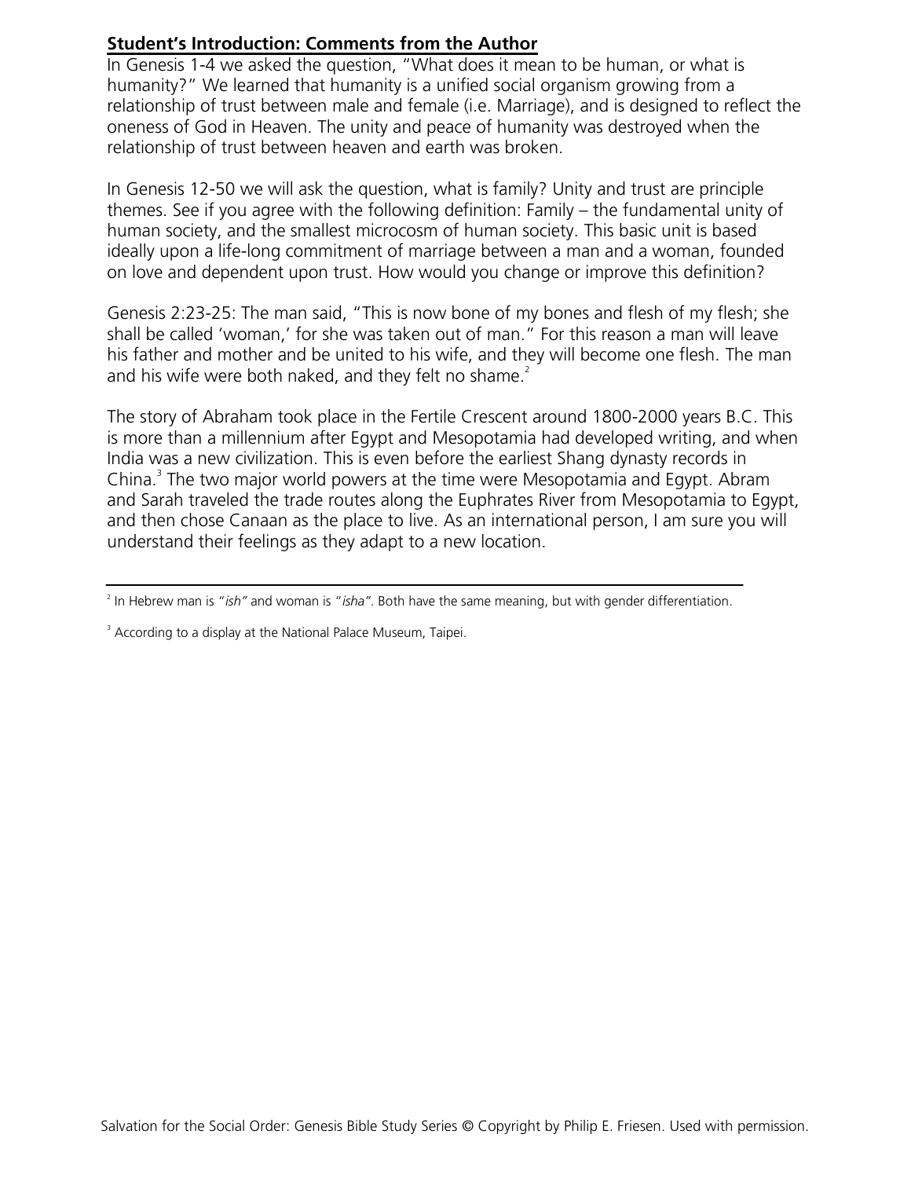**Student's Introduction: Comments from the Author**

In Genesis 1-4 we asked the question, "What does it mean to be human, or what is humanity?" We learned that humanity is a unified social organism growing from a relationship of trust between male and female (i.e. Marriage), and is designed to reflect the oneness of God in Heaven. The unity and peace of humanity was destroyed when the relationship of trust between heaven and earth was broken.

In Genesis 12-50 we will ask the question, what is family? Unity and trust are principle themes. See if you agree with the following definition: Family – the fundamental unity of human society, and the smallest microcosm of human society. This basic unit is based ideally upon a life-long commitment of marriage between a man and a woman, founded on love and dependent upon trust. How would you change or improve this definition?

Genesis 2:23-25: The man said, "This is now bone of my bones and flesh of my flesh; she shall be called 'woman,' for she was taken out of man." For this reason a man will leave his father and mother and be united to his wife, and they will become one flesh. The man and his wife were both naked, and they felt no shame.[2]

The story of Abraham took place in the Fertile Crescent around 1800-2000 years B.C. This is more than a millennium after Egypt and Mesopotamia had developed writing, and when India was a new civilization. This is even before the earliest Shang dynasty records in China.[3] The two major world powers at the time were Mesopotamia and Egypt. Abram and Sarah traveled the trade routes along the Euphrates River from Mesopotamia to Egypt, and then chose Canaan as the place to live. As an international person, I am sure you will understand their feelings as they adapt to a new location.

---

[2] In Hebrew man is "*ish"* and woman is "*isha"*. Both have the same meaning, but with gender differentiation.

[3] According to a display at the National Palace Museum, Taipei.

Salvation for the Social Order: Genesis Bible Study Series © Copyright by Philip E. Friesen. Used with permission.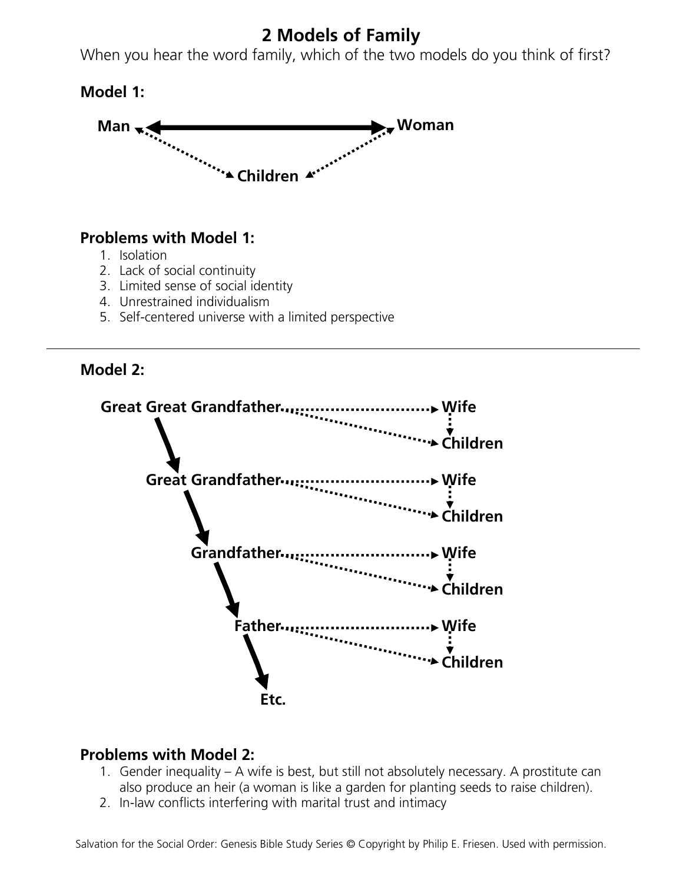# 2 Models of Family

When you hear the word family, which of the two models do you think of first?

**Model 1:**

Man ↔ Woman

Children

**Problems with Model 1:**

1. Isolation
2. Lack of social continuity
3. Limited sense of social identity
4. Unrestrained individualism
5. Self-centered universe with a limited perspective

---

**Model 2:**

Great Great Grandfather → Wife → Children

Great Grandfather → Wife → Children

Grandfather → Wife → Children

Father → Wife → Children

Etc.

**Problems with Model 2:**

1. Gender inequality – A wife is best, but still not absolutely necessary. A prostitute can also produce an heir (a woman is like a garden for planting seeds to raise children).
2. In-law conflicts interfering with marital trust and intimacy

Salvation for the Social Order: Genesis Bible Study Series © Copyright by Philip E. Friesen. Used with permission.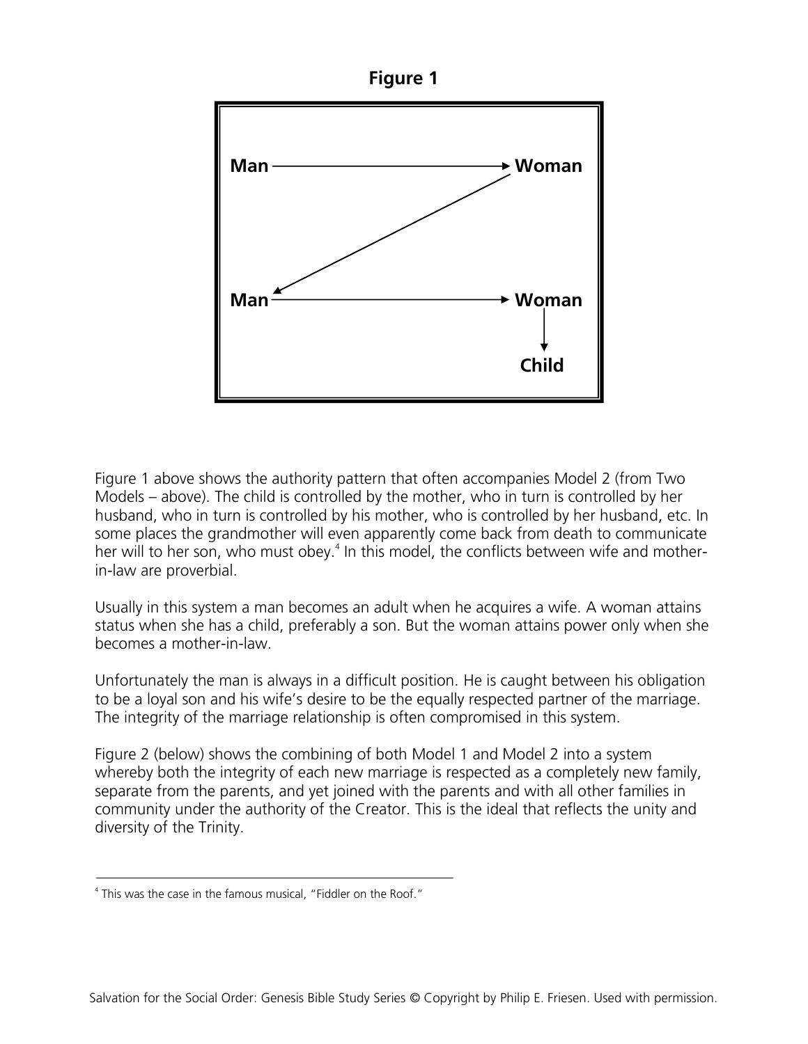**Figure 1**

Figure 1 above shows the authority pattern that often accompanies Model 2 (from Two Models – above). The child is controlled by the mother, who in turn is controlled by her husband, who in turn is controlled by his mother, who is controlled by her husband, etc. In some places the grandmother will even apparently come back from death to communicate her will to her son, who must obey.[4] In this model, the conflicts between wife and mother-in-law are proverbial.

Usually in this system a man becomes an adult when he acquires a wife. A woman attains status when she has a child, preferably a son. But the woman attains power only when she becomes a mother-in-law.

Unfortunately the man is always in a difficult position. He is caught between his obligation to be a loyal son and his wife's desire to be the equally respected partner of the marriage. The integrity of the marriage relationship is often compromised in this system.

Figure 2 (below) shows the combining of both Model 1 and Model 2 into a system whereby both the integrity of each new marriage is respected as a completely new family, separate from the parents, and yet joined with the parents and with all other families in community under the authority of the Creator. This is the ideal that reflects the unity and diversity of the Trinity.

---

[4] This was the case in the famous musical, "Fiddler on the Roof."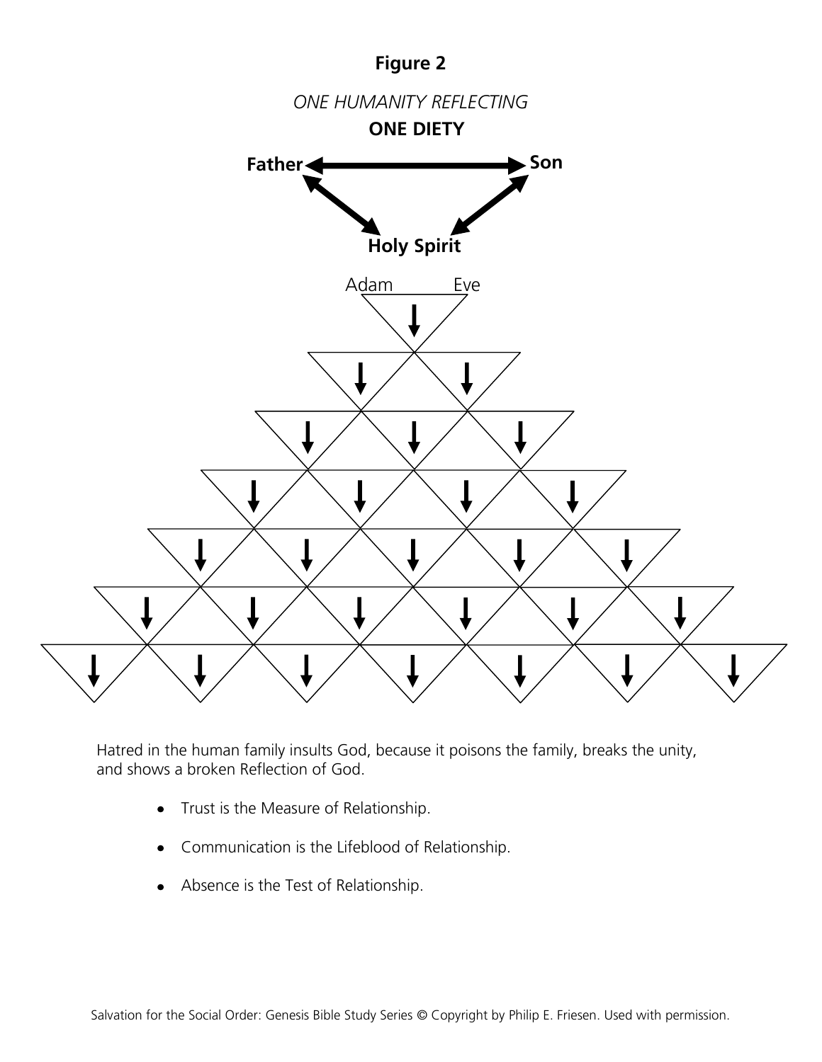**Figure 2**

*ONE HUMANITY REFLECTING*

**ONE DIETY**

**Father**

**Son**

**Holy Spirit**

Adam

Eve

Hatred in the human family insults God, because it poisons the family, breaks the unity, and shows a broken Reflection of God.

- Trust is the Measure of Relationship.
- Communication is the Lifeblood of Relationship.
- Absence is the Test of Relationship.

Salvation for the Social Order: Genesis Bible Study Series © Copyright by Philip E. Friesen. Used with permission.